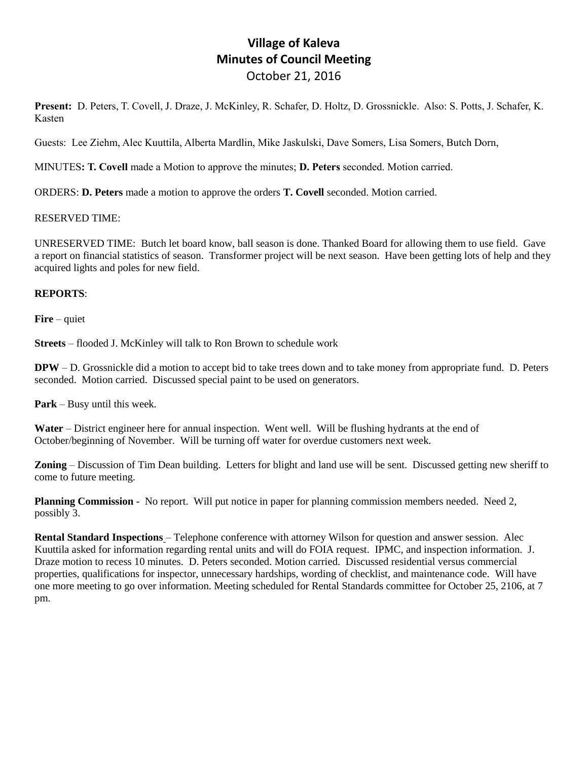# Village of Kaleva
## Minutes of Council Meeting
October 21, 2016

**Present:** D. Peters, T. Covell, J. Draze, J. McKinley, R. Schafer, D. Holtz, D. Grossnickle. Also: S. Potts, J. Schafer, K. Kasten

Guests: Lee Ziehm, Alec Kuuttila, Alberta Mardlin, Mike Jaskulski, Dave Somers, Lisa Somers, Butch Dorn,

MINUTES**: T. Covell** made a Motion to approve the minutes; **D. Peters** seconded. Motion carried.

ORDERS: **D. Peters** made a motion to approve the orders **T. Covell** seconded. Motion carried.

RESERVED TIME:

UNRESERVED TIME: Butch let board know, ball season is done. Thanked Board for allowing them to use field. Gave a report on financial statistics of season. Transformer project will be next season. Have been getting lots of help and they acquired lights and poles for new field.

**REPORTS**:

**Fire** – quiet

**Streets** – flooded J. McKinley will talk to Ron Brown to schedule work

**DPW** – D. Grossnickle did a motion to accept bid to take trees down and to take money from appropriate fund. D. Peters seconded. Motion carried. Discussed special paint to be used on generators.

**Park** – Busy until this week.

**Water** – District engineer here for annual inspection. Went well. Will be flushing hydrants at the end of October/beginning of November. Will be turning off water for overdue customers next week.

**Zoning** – Discussion of Tim Dean building. Letters for blight and land use will be sent. Discussed getting new sheriff to come to future meeting.

**Planning Commission** - No report. Will put notice in paper for planning commission members needed. Need 2, possibly 3.

**Rental Standard Inspections** – Telephone conference with attorney Wilson for question and answer session. Alec Kuuttila asked for information regarding rental units and will do FOIA request. IPMC, and inspection information. J. Draze motion to recess 10 minutes. D. Peters seconded. Motion carried. Discussed residential versus commercial properties, qualifications for inspector, unnecessary hardships, wording of checklist, and maintenance code. Will have one more meeting to go over information. Meeting scheduled for Rental Standards committee for October 25, 2106, at 7 pm.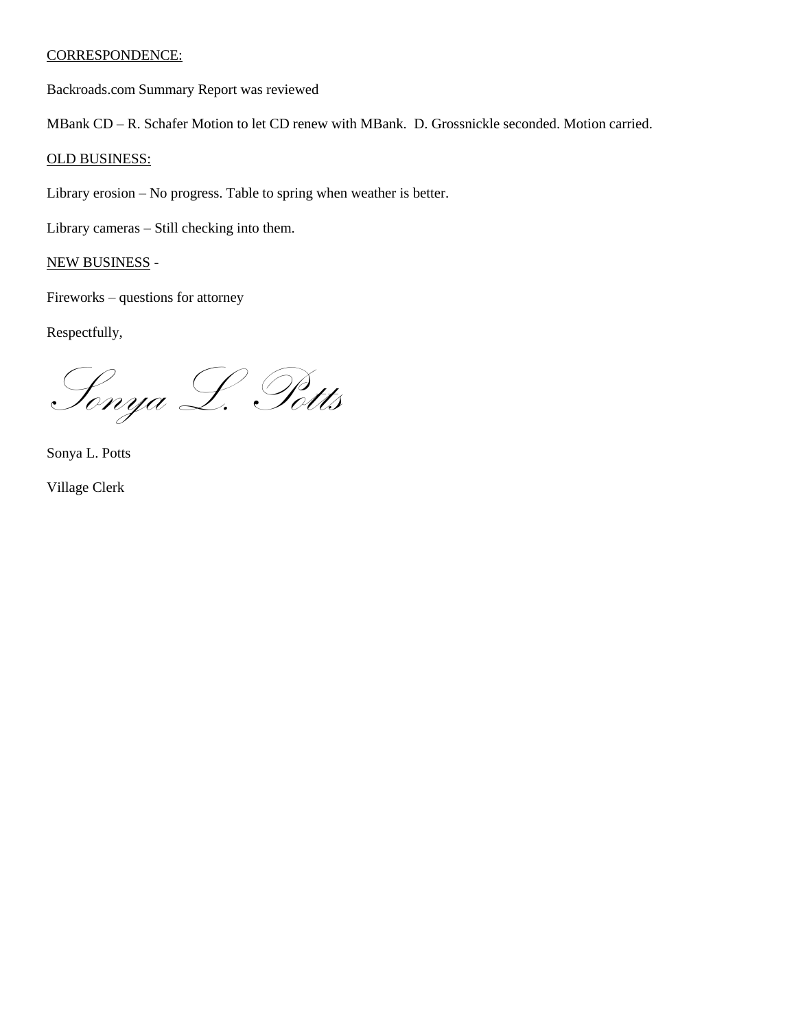<u>CORRESPONDENCE:</u>

Backroads.com Summary Report was reviewed

MBank CD – R. Schafer Motion to let CD renew with MBank. D. Grossnickle seconded. Motion carried.

<u>OLD BUSINESS:</u>

Library erosion – No progress. Table to spring when weather is better.

Library cameras – Still checking into them.

<u>NEW BUSINESS</u> -

Fireworks – questions for attorney

Respectfully,

*Sonya L. Potts*

Sonya L. Potts

Village Clerk